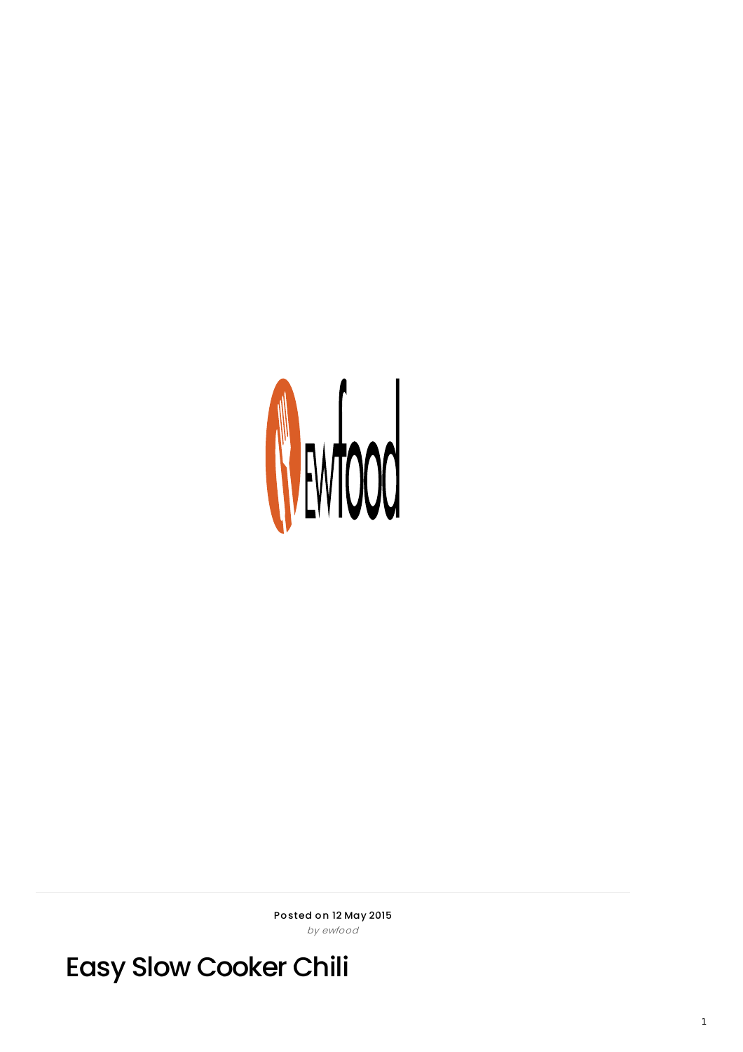Posted on 12 May 2015

*by ewfood*

# Easy Slow Cooker Chili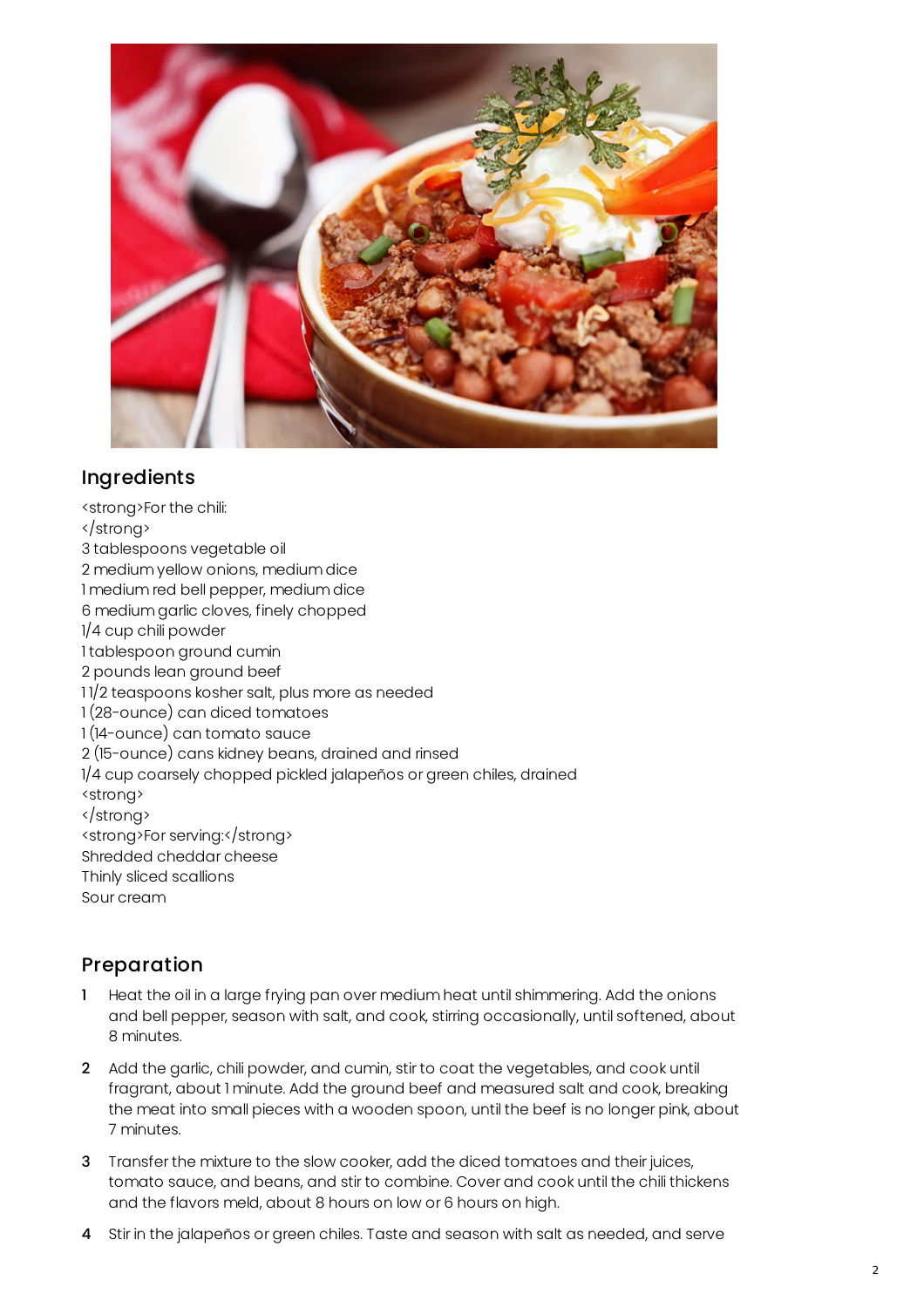## Ingredients

<strong>For the chili:
</strong>
3 tablespoons vegetable oil
2 medium yellow onions, medium dice
1 medium red bell pepper, medium dice
6 medium garlic cloves, finely chopped
1/4 cup chili powder
1 tablespoon ground cumin
2 pounds lean ground beef
1 1/2 teaspoons kosher salt, plus more as needed
1 (28-ounce) can diced tomatoes
1 (14-ounce) can tomato sauce
2 (15-ounce) cans kidney beans, drained and rinsed
1/4 cup coarsely chopped pickled jalapeños or green chiles, drained
<strong>
</strong>
<strong>For serving:</strong>
Shredded cheddar cheese
Thinly sliced scallions
Sour cream

## Preparation

1. Heat the oil in a large frying pan over medium heat until shimmering. Add the onions and bell pepper, season with salt, and cook, stirring occasionally, until softened, about 8 minutes.

2. Add the garlic, chili powder, and cumin, stir to coat the vegetables, and cook until fragrant, about 1 minute. Add the ground beef and measured salt and cook, breaking the meat into small pieces with a wooden spoon, until the beef is no longer pink, about 7 minutes.

3. Transfer the mixture to the slow cooker, add the diced tomatoes and their juices, tomato sauce, and beans, and stir to combine. Cover and cook until the chili thickens and the flavors meld, about 8 hours on low or 6 hours on high.

4. Stir in the jalapeños or green chiles. Taste and season with salt as needed, and serve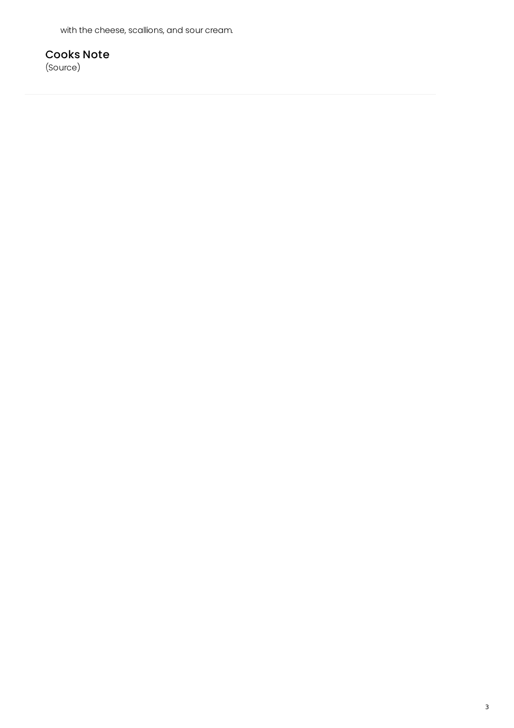with the cheese, scallions, and sour cream.

## Cooks Note

(Source)